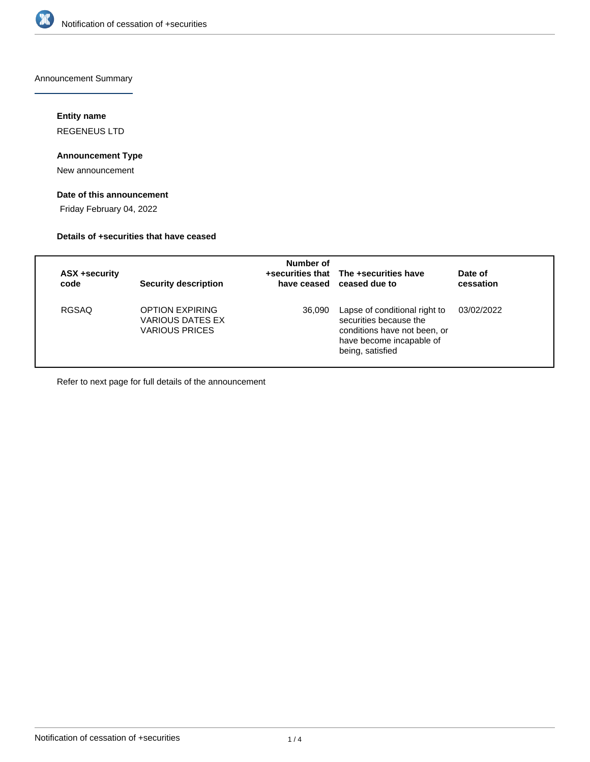## Announcement Summary

### Entity name

REGENEUS LTD

### Announcement Type

New announcement

### Date of this announcement

Friday February 04, 2022

### Details of +securities that have ceased

| ASX +security code | Security description | Number of +securities that have ceased | The +securities have ceased due to | Date of cessation |
|---|---|---|---|---|
| RGSAQ | OPTION EXPIRING VARIOUS DATES EX VARIOUS PRICES | 36,090 | Lapse of conditional right to securities because the conditions have not been, or have become incapable of being, satisfied | 03/02/2022 |

Refer to next page for full details of the announcement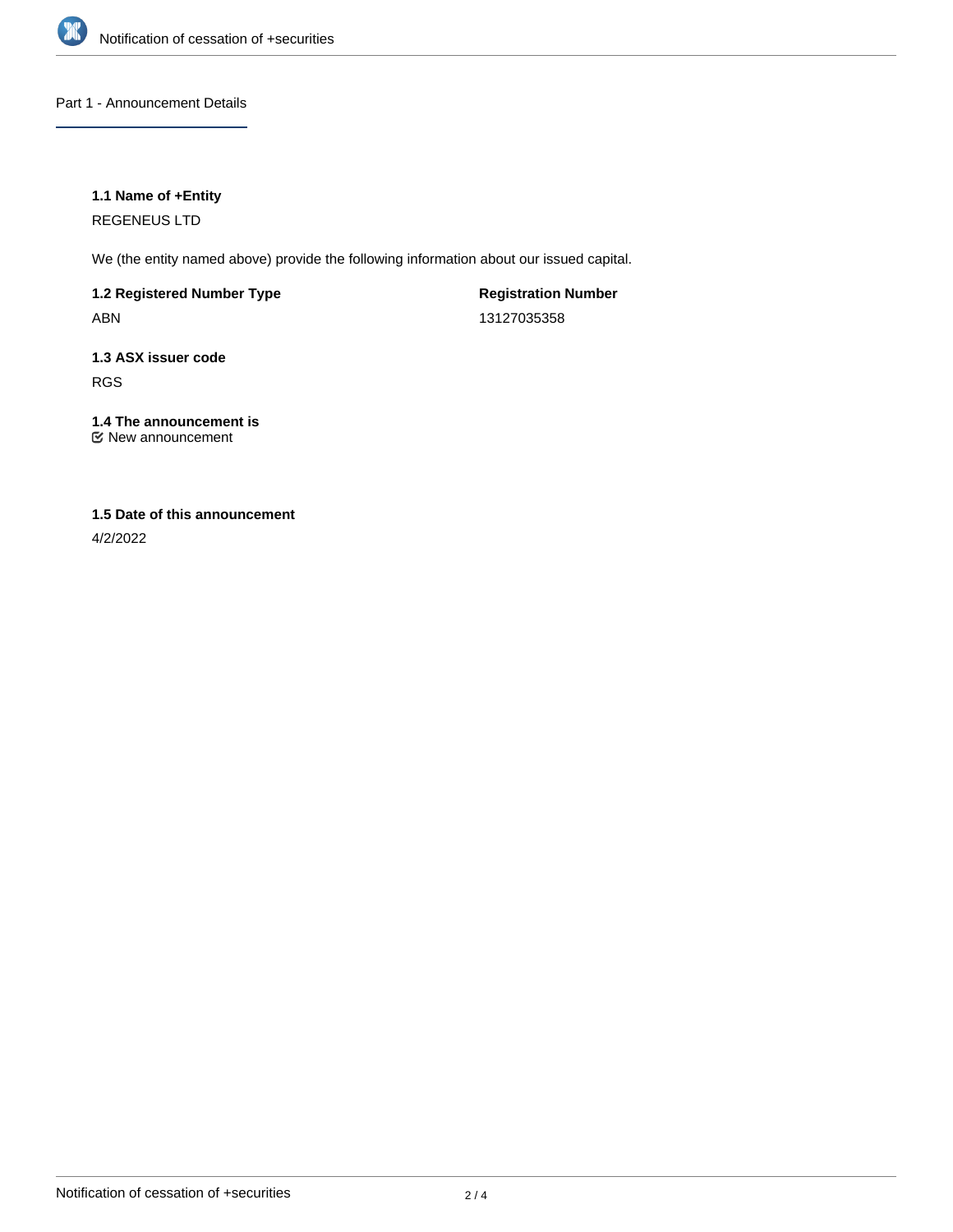## Part 1 - Announcement Details

### 1.1 Name of +Entity

REGENEUS LTD

We (the entity named above) provide the following information about our issued capital.

**1.2 Registered Number Type**

ABN

**Registration Number**

13127035358

### 1.3 ASX issuer code

RGS

### 1.4 The announcement is

☑ New announcement

### 1.5 Date of this announcement

4/2/2022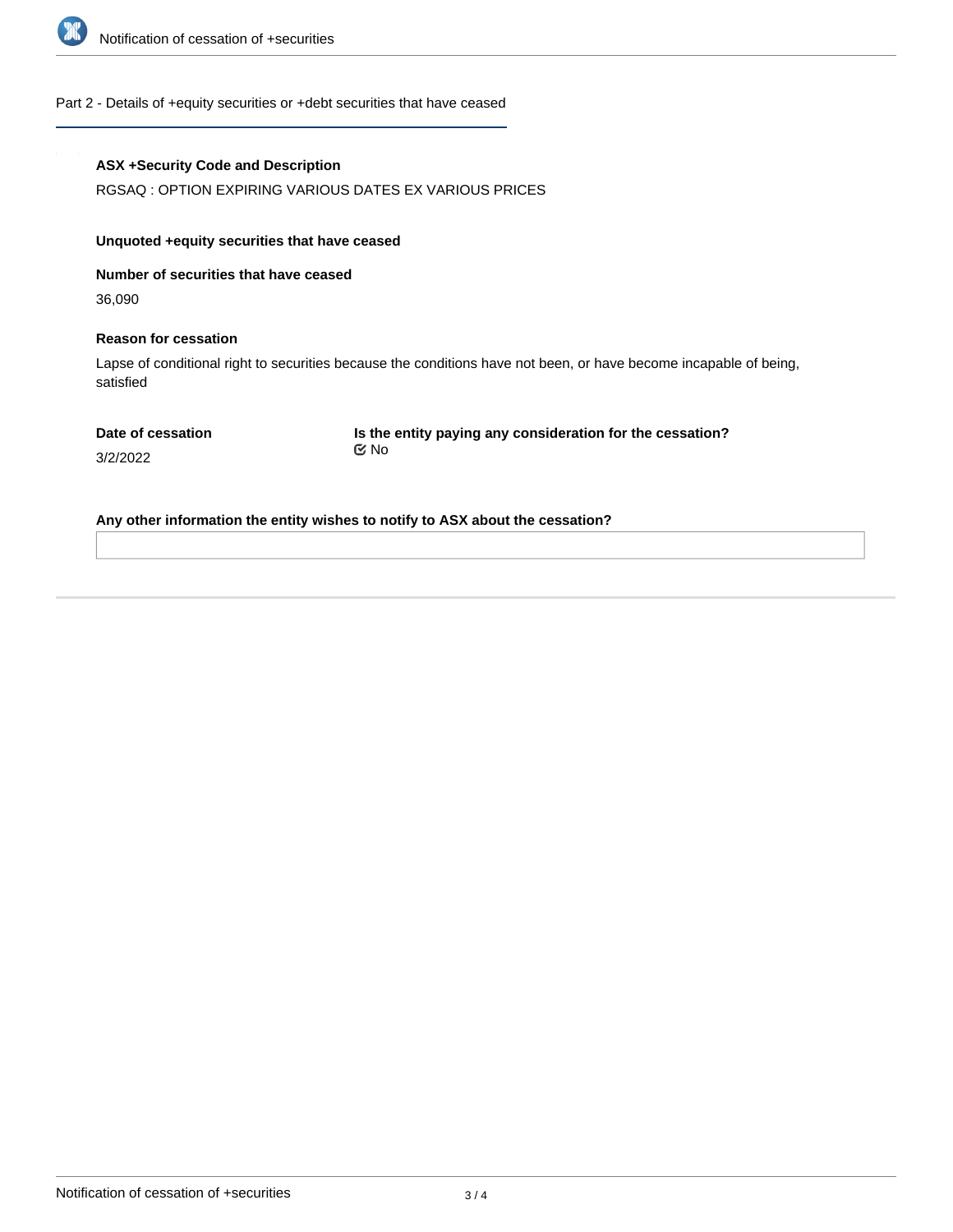## Part 2 - Details of +equity securities or +debt securities that have ceased

**ASX +Security Code and Description**

RGSAQ : OPTION EXPIRING VARIOUS DATES EX VARIOUS PRICES

**Unquoted +equity securities that have ceased**

**Number of securities that have ceased**

36,090

**Reason for cessation**

Lapse of conditional right to securities because the conditions have not been, or have become incapable of being, satisfied

**Date of cessation**

3/2/2022

**Is the entity paying any consideration for the cessation?**

☑ No

**Any other information the entity wishes to notify to ASX about the cessation?**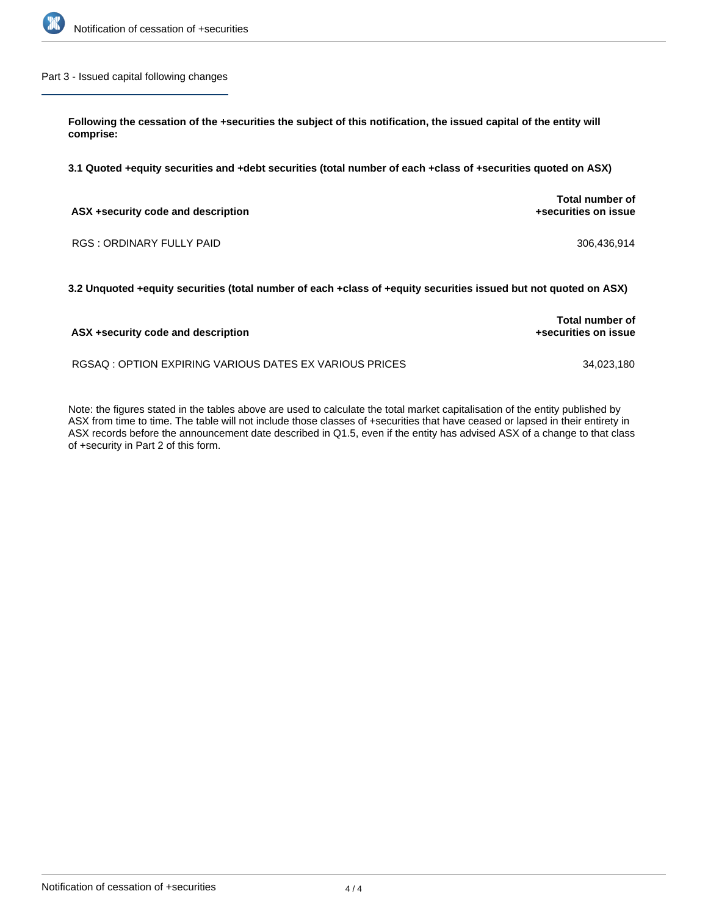## Part 3 - Issued capital following changes

**Following the cessation of the +securities the subject of this notification, the issued capital of the entity will comprise:**

**3.1 Quoted +equity securities and +debt securities (total number of each +class of +securities quoted on ASX)**

| ASX +security code and description | Total number of +securities on issue |
|---|---|
| RGS : ORDINARY FULLY PAID | 306,436,914 |

**3.2 Unquoted +equity securities (total number of each +class of +equity securities issued but not quoted on ASX)**

| ASX +security code and description | Total number of +securities on issue |
|---|---|
| RGSAQ : OPTION EXPIRING VARIOUS DATES EX VARIOUS PRICES | 34,023,180 |

Note: the figures stated in the tables above are used to calculate the total market capitalisation of the entity published by ASX from time to time. The table will not include those classes of +securities that have ceased or lapsed in their entirety in ASX records before the announcement date described in Q1.5, even if the entity has advised ASX of a change to that class of +security in Part 2 of this form.